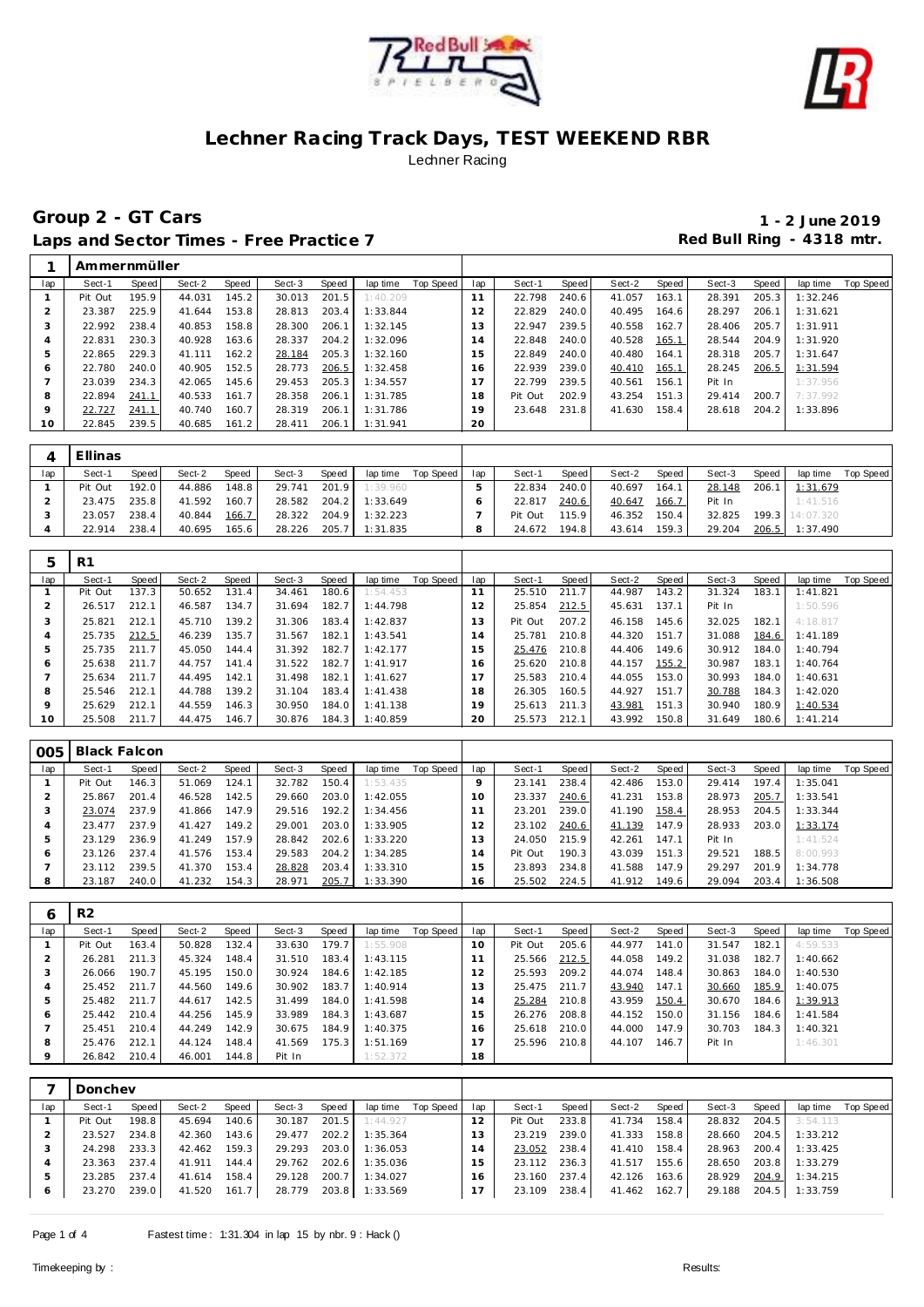# Lechner Racing Track Days, TEST WEEKEND RBR

Lechner Racing

## Group 2 - GT Cars

**1 - 2 June 2019**

## Laps and Sector Times - Free Practice 7

**Red Bull Ring - 4318 mtr.**

### 1 Ammernmüller

| lap | Sect-1 | Speed | Sect-2 | Speed | Sect-3 | Speed | lap time | Top Speed | lap | Sect-1 | Speed | Sect-2 | Speed | Sect-3 | Speed | lap time | Top Speed |
|---|---|---|---|---|---|---|---|---|---|---|---|---|---|---|---|---|---|
| 1 | Pit Out | 195.9 | 44.031 | 145.2 | 30.013 | 201.5 | 1:40.209 | | 11 | 22.798 | 240.6 | 41.057 | 163.1 | 28.391 | 205.3 | 1:32.246 | |
| 2 | 23.387 | 225.9 | 41.644 | 153.8 | 28.813 | 203.4 | 1:33.844 | | 12 | 22.829 | 240.0 | 40.495 | 164.6 | 28.297 | 206.1 | 1:31.621 | |
| 3 | 22.992 | 238.4 | 40.853 | 158.8 | 28.300 | 206.1 | 1:32.145 | | 13 | 22.947 | 239.5 | 40.558 | 162.7 | 28.406 | 205.7 | 1:31.911 | |
| 4 | 22.831 | 230.3 | 40.928 | 163.6 | 28.337 | 204.2 | 1:32.096 | | 14 | 22.848 | 240.0 | 40.528 | 165.1 | 28.544 | 204.9 | 1:31.920 | |
| 5 | 22.865 | 229.3 | 41.111 | 162.2 | 28.184 | 205.3 | 1:32.160 | | 15 | 22.849 | 240.0 | 40.480 | 164.1 | 28.318 | 205.7 | 1:31.647 | |
| 6 | 22.780 | 240.0 | 40.905 | 152.5 | 28.773 | 206.5 | 1:32.458 | | 16 | 22.939 | 239.0 | 40.410 | 165.1 | 28.245 | 206.5 | 1:31.594 | |
| 7 | 23.039 | 234.3 | 42.065 | 145.6 | 29.453 | 205.3 | 1:34.557 | | 17 | 22.799 | 239.5 | 40.561 | 156.1 | Pit In | | 1:37.956 | |
| 8 | 22.894 | 241.1 | 40.533 | 161.7 | 28.358 | 206.1 | 1:31.785 | | 18 | Pit Out | 202.9 | 43.254 | 151.3 | 29.414 | 200.7 | 7:37.992 | |
| 9 | 22.727 | 241.1 | 40.740 | 160.7 | 28.319 | 206.1 | 1:31.786 | | 19 | 23.648 | 231.8 | 41.630 | 158.4 | 28.618 | 204.2 | 1:33.896 | |
| 10 | 22.845 | 239.5 | 40.685 | 161.2 | 28.411 | 206.1 | 1:31.941 | | 20 | | | | | | | | |

### 4 Ellinas

| lap | Sect-1 | Speed | Sect-2 | Speed | Sect-3 | Speed | lap time | Top Speed | lap | Sect-1 | Speed | Sect-2 | Speed | Sect-3 | Speed | lap time | Top Speed |
|---|---|---|---|---|---|---|---|---|---|---|---|---|---|---|---|---|---|
| 1 | Pit Out | 192.0 | 44.886 | 148.8 | 29.741 | 201.9 | 1:39.960 | | 5 | 22.834 | 240.0 | 40.697 | 164.1 | 28.148 | 206.1 | 1:31.679 | |
| 2 | 23.475 | 235.8 | 41.592 | 160.7 | 28.582 | 204.2 | 1:33.649 | | 6 | 22.817 | 240.6 | 40.647 | 166.7 | Pit In | | 1:41.516 | |
| 3 | 23.057 | 238.4 | 40.844 | 166.7 | 28.322 | 204.9 | 1:32.223 | | 7 | Pit Out | 115.9 | 46.352 | 150.4 | 32.825 | 199.3 | 14:07.320 | |
| 4 | 22.914 | 238.4 | 40.695 | 165.6 | 28.226 | 205.7 | 1:31.835 | | 8 | 24.672 | 194.8 | 43.614 | 159.3 | 29.204 | 206.5 | 1:37.490 | |

### 5 R1

| lap | Sect-1 | Speed | Sect-2 | Speed | Sect-3 | Speed | lap time | Top Speed | lap | Sect-1 | Speed | Sect-2 | Speed | Sect-3 | Speed | lap time | Top Speed |
|---|---|---|---|---|---|---|---|---|---|---|---|---|---|---|---|---|---|
| 1 | Pit Out | 137.3 | 50.652 | 131.4 | 34.461 | 180.6 | 1:54.453 | | 11 | 25.510 | 211.7 | 44.987 | 143.2 | 31.324 | 183.1 | 1:41.821 | |
| 2 | 26.517 | 212.1 | 46.587 | 134.7 | 31.694 | 182.7 | 1:44.798 | | 12 | 25.854 | 212.5 | 45.631 | 137.1 | Pit In | | 1:50.596 | |
| 3 | 25.821 | 212.1 | 45.710 | 139.2 | 31.306 | 183.4 | 1:42.837 | | 13 | Pit Out | 207.2 | 46.158 | 145.6 | 32.025 | 182.1 | 4:18.817 | |
| 4 | 25.735 | 212.5 | 46.239 | 135.7 | 31.567 | 182.1 | 1:43.541 | | 14 | 25.781 | 210.8 | 44.320 | 151.7 | 31.088 | 184.6 | 1:41.189 | |
| 5 | 25.735 | 211.7 | 45.050 | 144.4 | 31.392 | 182.7 | 1:42.177 | | 15 | 25.476 | 210.8 | 44.406 | 149.6 | 30.912 | 184.0 | 1:40.794 | |
| 6 | 25.638 | 211.7 | 44.757 | 141.4 | 31.522 | 182.7 | 1:41.917 | | 16 | 25.620 | 210.8 | 44.157 | 155.2 | 30.987 | 183.1 | 1:40.764 | |
| 7 | 25.634 | 211.7 | 44.495 | 142.1 | 31.498 | 182.1 | 1:41.627 | | 17 | 25.583 | 210.4 | 44.055 | 153.0 | 30.993 | 184.0 | 1:40.631 | |
| 8 | 25.546 | 212.1 | 44.788 | 139.2 | 31.104 | 183.4 | 1:41.438 | | 18 | 26.305 | 160.5 | 44.927 | 151.7 | 30.788 | 184.3 | 1:42.020 | |
| 9 | 25.629 | 212.1 | 44.559 | 146.3 | 30.950 | 184.0 | 1:41.138 | | 19 | 25.613 | 211.3 | 43.981 | 151.3 | 30.940 | 180.9 | 1:40.534 | |
| 10 | 25.508 | 211.7 | 44.475 | 146.7 | 30.876 | 184.3 | 1:40.859 | | 20 | 25.573 | 212.1 | 43.992 | 150.8 | 31.649 | 180.6 | 1:41.214 | |

### 005 Black Falcon

| lap | Sect-1 | Speed | Sect-2 | Speed | Sect-3 | Speed | lap time | Top Speed | lap | Sect-1 | Speed | Sect-2 | Speed | Sect-3 | Speed | lap time | Top Speed |
|---|---|---|---|---|---|---|---|---|---|---|---|---|---|---|---|---|---|
| 1 | Pit Out | 146.3 | 51.069 | 124.1 | 32.782 | 150.4 | 1:53.435 | | 9 | 23.141 | 238.4 | 42.486 | 153.0 | 29.414 | 197.4 | 1:35.041 | |
| 2 | 25.867 | 201.4 | 46.528 | 142.5 | 29.660 | 203.0 | 1:42.055 | | 10 | 23.337 | 240.6 | 41.231 | 153.8 | 28.973 | 205.7 | 1:33.541 | |
| 3 | 23.074 | 237.9 | 41.866 | 147.9 | 29.516 | 192.2 | 1:34.456 | | 11 | 23.201 | 239.0 | 41.190 | 158.4 | 28.953 | 204.5 | 1:33.344 | |
| 4 | 23.477 | 237.9 | 41.427 | 149.2 | 29.001 | 203.0 | 1:33.905 | | 12 | 23.102 | 240.6 | 41.139 | 147.9 | 28.933 | 203.0 | 1:33.174 | |
| 5 | 23.129 | 236.9 | 41.249 | 157.9 | 28.842 | 202.6 | 1:33.220 | | 13 | 24.050 | 215.9 | 42.261 | 147.1 | Pit In | | 1:41.524 | |
| 6 | 23.126 | 237.4 | 41.576 | 153.4 | 29.583 | 204.2 | 1:34.285 | | 14 | Pit Out | 190.3 | 43.039 | 151.3 | 29.521 | 188.5 | 8:00.993 | |
| 7 | 23.112 | 239.5 | 41.370 | 153.4 | 28.828 | 203.4 | 1:33.310 | | 15 | 23.893 | 234.8 | 41.588 | 147.9 | 29.297 | 201.9 | 1:34.778 | |
| 8 | 23.187 | 240.0 | 41.232 | 154.3 | 28.971 | 205.7 | 1:33.390 | | 16 | 25.502 | 224.5 | 41.912 | 149.6 | 29.094 | 203.4 | 1:36.508 | |

### 6 R2

| lap | Sect-1 | Speed | Sect-2 | Speed | Sect-3 | Speed | lap time | Top Speed | lap | Sect-1 | Speed | Sect-2 | Speed | Sect-3 | Speed | lap time | Top Speed |
|---|---|---|---|---|---|---|---|---|---|---|---|---|---|---|---|---|---|
| 1 | Pit Out | 163.4 | 50.828 | 132.4 | 33.630 | 179.7 | 1:55.908 | | 10 | Pit Out | 205.6 | 44.977 | 141.0 | 31.547 | 182.1 | 4:59.533 | |
| 2 | 26.281 | 211.3 | 45.324 | 148.4 | 31.510 | 183.4 | 1:43.115 | | 11 | 25.566 | 212.5 | 44.058 | 149.2 | 31.038 | 182.7 | 1:40.662 | |
| 3 | 26.066 | 190.7 | 45.195 | 150.0 | 30.924 | 184.6 | 1:42.185 | | 12 | 25.593 | 209.2 | 44.074 | 148.4 | 30.863 | 184.0 | 1:40.530 | |
| 4 | 25.452 | 211.7 | 44.560 | 149.6 | 30.902 | 183.7 | 1:40.914 | | 13 | 25.475 | 211.7 | 43.940 | 147.1 | 30.660 | 185.9 | 1:40.075 | |
| 5 | 25.482 | 211.7 | 44.617 | 142.5 | 31.499 | 184.0 | 1:41.598 | | 14 | 25.284 | 210.8 | 43.959 | 150.4 | 30.670 | 184.6 | 1:39.913 | |
| 6 | 25.442 | 210.4 | 44.256 | 145.9 | 33.989 | 184.3 | 1:43.687 | | 15 | 26.276 | 208.8 | 44.152 | 150.0 | 31.156 | 184.6 | 1:41.584 | |
| 7 | 25.451 | 210.4 | 44.249 | 142.9 | 30.675 | 184.9 | 1:40.375 | | 16 | 25.618 | 210.0 | 44.000 | 147.9 | 30.703 | 184.3 | 1:40.321 | |
| 8 | 25.476 | 212.1 | 44.124 | 148.4 | 41.569 | 175.3 | 1:51.169 | | 17 | 25.596 | 210.8 | 44.107 | 146.7 | Pit In | | 1:46.301 | |
| 9 | 26.842 | 210.4 | 46.001 | 144.8 | Pit In | | 1:52.372 | | 18 | | | | | | | | |

### 7 Donchev

| lap | Sect-1 | Speed | Sect-2 | Speed | Sect-3 | Speed | lap time | Top Speed | lap | Sect-1 | Speed | Sect-2 | Speed | Sect-3 | Speed | lap time | Top Speed |
|---|---|---|---|---|---|---|---|---|---|---|---|---|---|---|---|---|---|
| 1 | Pit Out | 198.8 | 45.694 | 140.6 | 30.187 | 201.5 | 1:44.927 | | 12 | Pit Out | 233.8 | 41.734 | 158.4 | 28.832 | 204.5 | 3:54.113 | |
| 2 | 23.527 | 234.8 | 42.360 | 143.6 | 29.477 | 202.2 | 1:35.364 | | 13 | 23.219 | 239.0 | 41.333 | 158.8 | 28.660 | 204.5 | 1:33.212 | |
| 3 | 24.298 | 233.3 | 42.462 | 159.3 | 29.293 | 203.0 | 1:36.053 | | 14 | 23.052 | 238.4 | 41.410 | 158.4 | 28.963 | 200.4 | 1:33.425 | |
| 4 | 23.363 | 237.4 | 41.911 | 144.4 | 29.762 | 202.6 | 1:35.036 | | 15 | 23.112 | 236.3 | 41.517 | 155.6 | 28.650 | 203.8 | 1:33.279 | |
| 5 | 23.285 | 237.4 | 41.614 | 158.4 | 29.128 | 200.7 | 1:34.027 | | 16 | 23.160 | 237.4 | 42.126 | 163.6 | 28.929 | 204.9 | 1:34.215 | |
| 6 | 23.270 | 239.0 | 41.520 | 161.7 | 28.779 | 203.8 | 1:33.569 | | 17 | 23.109 | 238.4 | 41.462 | 162.7 | 29.188 | 204.5 | 1:33.759 | |

Fastest time : 1:31.304 in lap 15 by nbr. 9 : Hack ()

Timekeeping by : Results: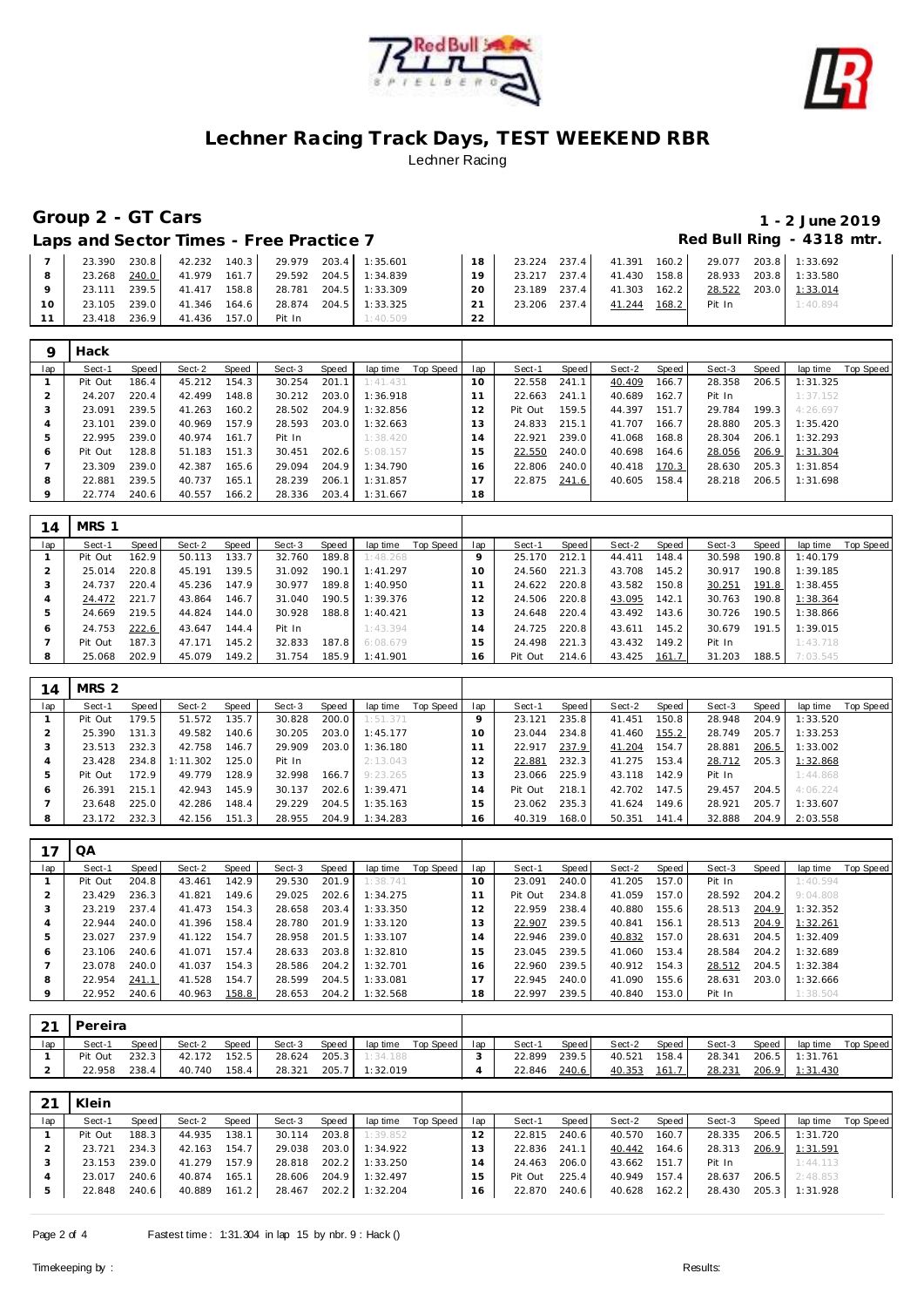# Lechner Racing Track Days, TEST WEEKEND RBR

Lechner Racing

## Group 2 - GT Cars

**1 - 2 June 2019**

### Laps and Sector Times - Free Practice 7

**Red Bull Ring - 4318 mtr.**

| lap | Sect-1 | Speed | Sect-2 | Speed | Sect-3 | Speed | lap time | Top Speed | lap | Sect-1 | Speed | Sect-2 | Speed | Sect-3 | Speed | lap time | Top Speed |
|---|---|---|---|---|---|---|---|---|---|---|---|---|---|---|---|---|---|
| 7 | 23.390 | 230.8 | 42.232 | 140.3 | 29.979 | 203.4 | 1:35.601 | | 18 | 23.224 | 237.4 | 41.391 | 160.2 | 29.077 | 203.8 | 1:33.692 | |
| 8 | 23.268 | 240.0 | 41.979 | 161.7 | 29.592 | 204.5 | 1:34.839 | | 19 | 23.217 | 237.4 | 41.430 | 158.8 | 28.933 | 203.8 | 1:33.580 | |
| 9 | 23.111 | 239.5 | 41.417 | 158.8 | 28.781 | 204.5 | 1:33.309 | | 20 | 23.189 | 237.4 | 41.303 | 162.2 | 28.522 | 203.0 | 1:33.014 | |
| 10 | 23.105 | 239.0 | 41.346 | 164.6 | 28.874 | 204.5 | 1:33.325 | | 21 | 23.206 | 237.4 | 41.244 | 168.2 | Pit In | | 1:40.894 | |
| 11 | 23.418 | 236.9 | 41.436 | 157.0 | Pit In | | 1:40.509 | | 22 | | | | | | | | |

### 9 Hack

| lap | Sect-1 | Speed | Sect-2 | Speed | Sect-3 | Speed | lap time | Top Speed | lap | Sect-1 | Speed | Sect-2 | Speed | Sect-3 | Speed | lap time | Top Speed |
|---|---|---|---|---|---|---|---|---|---|---|---|---|---|---|---|---|---|
| 1 | Pit Out | 186.4 | 45.212 | 154.3 | 30.254 | 201.1 | 1:41.431 | | 10 | 22.558 | 241.1 | 40.409 | 166.7 | 28.358 | 206.5 | 1:31.325 | |
| 2 | 24.207 | 220.4 | 42.499 | 148.8 | 30.212 | 203.0 | 1:36.918 | | 11 | 22.663 | 241.1 | 40.689 | 162.7 | Pit In | | 1:37.152 | |
| 3 | 23.091 | 239.5 | 41.263 | 160.2 | 28.502 | 204.9 | 1:32.856 | | 12 | Pit Out | 159.5 | 44.397 | 151.7 | 29.784 | 199.3 | 4:26.697 | |
| 4 | 23.101 | 239.0 | 40.969 | 157.9 | 28.593 | 203.0 | 1:32.663 | | 13 | 24.833 | 215.1 | 41.707 | 166.7 | 28.880 | 205.3 | 1:35.420 | |
| 5 | 22.995 | 239.0 | 40.974 | 161.7 | Pit In | | 1:38.420 | | 14 | 22.921 | 239.0 | 41.068 | 168.8 | 28.304 | 206.1 | 1:32.293 | |
| 6 | Pit Out | 128.8 | 51.183 | 151.3 | 30.451 | 202.6 | 5:08.157 | | 15 | 22.550 | 240.0 | 40.698 | 164.6 | 28.056 | 206.9 | 1:31.304 | |
| 7 | 23.309 | 239.0 | 42.387 | 165.6 | 29.094 | 204.9 | 1:34.790 | | 16 | 22.806 | 240.0 | 40.418 | 170.3 | 28.630 | 205.3 | 1:31.854 | |
| 8 | 22.881 | 239.5 | 40.737 | 165.1 | 28.239 | 206.1 | 1:31.857 | | 17 | 22.875 | 241.6 | 40.605 | 158.4 | 28.218 | 206.5 | 1:31.698 | |
| 9 | 22.774 | 240.6 | 40.557 | 166.2 | 28.336 | 203.4 | 1:31.667 | | 18 | | | | | | | | |

### 14 MRS 1

| lap | Sect-1 | Speed | Sect-2 | Speed | Sect-3 | Speed | lap time | Top Speed | lap | Sect-1 | Speed | Sect-2 | Speed | Sect-3 | Speed | lap time | Top Speed |
|---|---|---|---|---|---|---|---|---|---|---|---|---|---|---|---|---|---|
| 1 | Pit Out | 162.9 | 50.113 | 133.7 | 32.760 | 189.8 | 1:48.268 | | 9 | 25.170 | 212.1 | 44.411 | 148.4 | 30.598 | 190.8 | 1:40.179 | |
| 2 | 25.014 | 220.8 | 45.191 | 139.5 | 31.092 | 190.1 | 1:41.297 | | 10 | 24.560 | 221.3 | 43.708 | 145.2 | 30.917 | 190.8 | 1:39.185 | |
| 3 | 24.737 | 220.4 | 45.236 | 147.9 | 30.977 | 189.8 | 1:40.950 | | 11 | 24.622 | 220.8 | 43.582 | 150.8 | 30.251 | 191.8 | 1:38.455 | |
| 4 | 24.472 | 221.7 | 43.864 | 146.7 | 31.040 | 190.5 | 1:39.376 | | 12 | 24.506 | 220.8 | 43.095 | 142.1 | 30.763 | 190.8 | 1:38.364 | |
| 5 | 24.669 | 219.5 | 44.824 | 144.0 | 30.928 | 188.8 | 1:40.421 | | 13 | 24.648 | 220.4 | 43.492 | 143.6 | 30.726 | 190.5 | 1:38.866 | |
| 6 | 24.753 | 222.6 | 43.647 | 144.4 | Pit In | | 1:43.394 | | 14 | 24.725 | 220.8 | 43.611 | 145.2 | 30.679 | 191.5 | 1:39.015 | |
| 7 | Pit Out | 187.3 | 47.171 | 145.2 | 32.833 | 187.8 | 6:08.679 | | 15 | 24.498 | 221.3 | 43.432 | 149.2 | Pit In | | 1:43.718 | |
| 8 | 25.068 | 202.9 | 45.079 | 149.2 | 31.754 | 185.9 | 1:41.901 | | 16 | Pit Out | 214.6 | 43.425 | 161.7 | 31.203 | 188.5 | 7:03.545 | |

### 14 MRS 2

| lap | Sect-1 | Speed | Sect-2 | Speed | Sect-3 | Speed | lap time | Top Speed | lap | Sect-1 | Speed | Sect-2 | Speed | Sect-3 | Speed | lap time | Top Speed |
|---|---|---|---|---|---|---|---|---|---|---|---|---|---|---|---|---|---|
| 1 | Pit Out | 179.5 | 51.572 | 135.7 | 30.828 | 200.0 | 1:51.371 | | 9 | 23.121 | 235.8 | 41.451 | 150.8 | 28.948 | 204.9 | 1:33.520 | |
| 2 | 25.390 | 131.3 | 49.582 | 140.6 | 30.205 | 203.0 | 1:45.177 | | 10 | 23.044 | 234.8 | 41.460 | 155.2 | 28.749 | 205.7 | 1:33.253 | |
| 3 | 23.513 | 232.3 | 42.758 | 146.7 | 29.909 | 203.0 | 1:36.180 | | 11 | 22.917 | 237.9 | 41.204 | 154.7 | 28.881 | 206.5 | 1:33.002 | |
| 4 | 23.428 | 234.8 | 1:11.302 | 125.0 | Pit In | | 2:13.043 | | 12 | 22.881 | 232.3 | 41.275 | 153.4 | 28.712 | 205.3 | 1:32.868 | |
| 5 | Pit Out | 172.9 | 49.779 | 128.9 | 32.998 | 166.7 | 9:23.265 | | 13 | 23.066 | 225.9 | 43.118 | 142.9 | Pit In | | 1:44.868 | |
| 6 | 26.391 | 215.1 | 42.943 | 145.9 | 30.137 | 202.6 | 1:39.471 | | 14 | Pit Out | 218.1 | 42.702 | 147.5 | 29.457 | 204.5 | 4:06.224 | |
| 7 | 23.648 | 225.0 | 42.286 | 148.4 | 29.229 | 204.5 | 1:35.163 | | 15 | 23.062 | 235.3 | 41.624 | 149.6 | 28.921 | 205.7 | 1:33.607 | |
| 8 | 23.172 | 232.3 | 42.156 | 151.3 | 28.955 | 204.9 | 1:34.283 | | 16 | 40.319 | 168.0 | 50.351 | 141.4 | 32.888 | 204.9 | 2:03.558 | |

### 17 QA

| lap | Sect-1 | Speed | Sect-2 | Speed | Sect-3 | Speed | lap time | Top Speed | lap | Sect-1 | Speed | Sect-2 | Speed | Sect-3 | Speed | lap time | Top Speed |
|---|---|---|---|---|---|---|---|---|---|---|---|---|---|---|---|---|---|
| 1 | Pit Out | 204.8 | 43.461 | 142.9 | 29.530 | 201.9 | 1:38.741 | | 10 | 23.091 | 240.0 | 41.205 | 157.0 | Pit In | | 1:40.594 | |
| 2 | 23.429 | 236.3 | 41.821 | 149.6 | 29.025 | 202.6 | 1:34.275 | | 11 | Pit Out | 234.8 | 41.059 | 157.0 | 28.592 | 204.2 | 9:04.808 | |
| 3 | 23.219 | 237.4 | 41.473 | 154.3 | 28.658 | 203.4 | 1:33.350 | | 12 | 22.959 | 238.4 | 40.880 | 155.6 | 28.513 | 204.9 | 1:32.352 | |
| 4 | 22.944 | 240.0 | 41.396 | 158.4 | 28.780 | 201.9 | 1:33.120 | | 13 | 22.907 | 239.5 | 40.841 | 156.1 | 28.513 | 204.9 | 1:32.261 | |
| 5 | 23.027 | 237.9 | 41.122 | 154.7 | 28.958 | 201.5 | 1:33.107 | | 14 | 22.946 | 239.0 | 40.832 | 157.0 | 28.631 | 204.5 | 1:32.409 | |
| 6 | 23.106 | 240.6 | 41.071 | 157.4 | 28.633 | 203.8 | 1:32.810 | | 15 | 23.045 | 239.5 | 41.060 | 153.4 | 28.584 | 204.2 | 1:32.689 | |
| 7 | 23.078 | 240.0 | 41.037 | 154.3 | 28.586 | 204.2 | 1:32.701 | | 16 | 22.960 | 239.5 | 40.912 | 154.3 | 28.512 | 204.5 | 1:32.384 | |
| 8 | 22.954 | 241.1 | 41.528 | 154.7 | 28.599 | 204.5 | 1:33.081 | | 17 | 22.945 | 240.0 | 41.090 | 155.6 | 28.631 | 203.0 | 1:32.666 | |
| 9 | 22.952 | 240.6 | 40.963 | 158.8 | 28.653 | 204.2 | 1:32.568 | | 18 | 22.997 | 239.5 | 40.840 | 153.0 | Pit In | | 1:38.504 | |

### 21 Pereira

| lap | Sect-1 | Speed | Sect-2 | Speed | Sect-3 | Speed | lap time | Top Speed | lap | Sect-1 | Speed | Sect-2 | Speed | Sect-3 | Speed | lap time | Top Speed |
|---|---|---|---|---|---|---|---|---|---|---|---|---|---|---|---|---|---|
| 1 | Pit Out | 232.3 | 42.172 | 152.5 | 28.624 | 205.3 | 1:34.188 | | 3 | 22.899 | 239.5 | 40.521 | 158.4 | 28.341 | 206.5 | 1:31.761 | |
| 2 | 22.958 | 238.4 | 40.740 | 158.4 | 28.321 | 205.7 | 1:32.019 | | 4 | 22.846 | 240.6 | 40.353 | 161.7 | 28.231 | 206.9 | 1:31.430 | |

### 21 Klein

| lap | Sect-1 | Speed | Sect-2 | Speed | Sect-3 | Speed | lap time | Top Speed | lap | Sect-1 | Speed | Sect-2 | Speed | Sect-3 | Speed | lap time | Top Speed |
|---|---|---|---|---|---|---|---|---|---|---|---|---|---|---|---|---|---|
| 1 | Pit Out | 188.3 | 44.935 | 138.1 | 30.114 | 203.8 | 1:39.852 | | 12 | 22.815 | 240.6 | 40.570 | 160.7 | 28.335 | 206.5 | 1:31.720 | |
| 2 | 23.721 | 234.3 | 42.163 | 154.7 | 29.038 | 203.0 | 1:34.922 | | 13 | 22.836 | 241.1 | 40.442 | 164.6 | 28.313 | 206.9 | 1:31.591 | |
| 3 | 23.153 | 239.0 | 41.279 | 157.9 | 28.818 | 202.2 | 1:33.250 | | 14 | 24.463 | 206.0 | 43.662 | 151.7 | Pit In | | 1:44.113 | |
| 4 | 23.017 | 240.6 | 40.874 | 165.1 | 28.606 | 204.9 | 1:32.497 | | 15 | Pit Out | 225.4 | 40.949 | 157.4 | 28.637 | 206.5 | 2:48.853 | |
| 5 | 22.848 | 240.6 | 40.889 | 161.2 | 28.467 | 202.2 | 1:32.204 | | 16 | 22.870 | 240.6 | 40.628 | 162.2 | 28.430 | 205.3 | 1:31.928 | |

Fastest time : 1:31.304 in lap 15 by nbr. 9 : Hack ()

Timekeeping by : Results: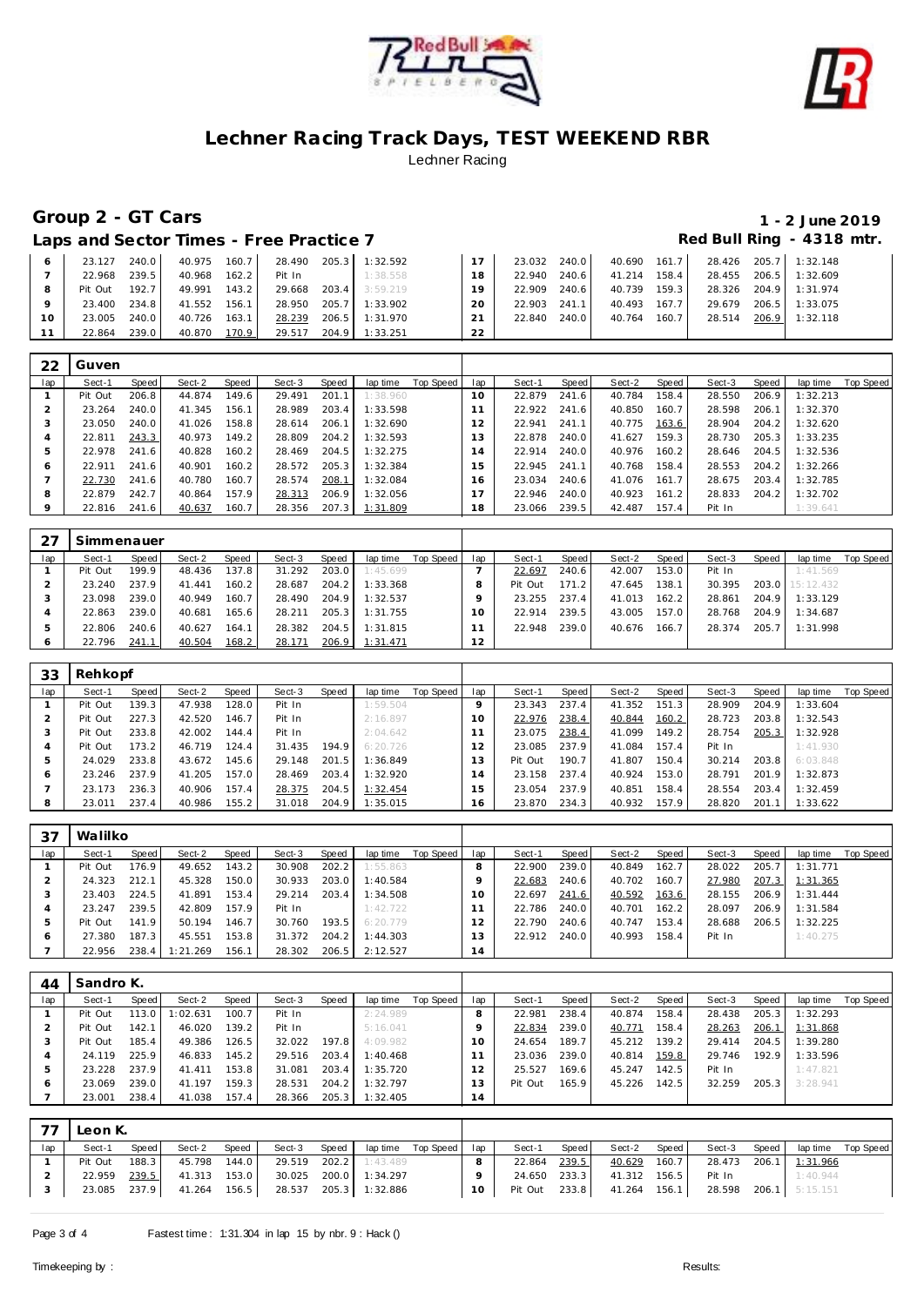# Lechner Racing Track Days, TEST WEEKEND RBR

Lechner Racing

## Group 2 - GT Cars

**1 - 2 June 2019**

### Laps and Sector Times - Free Practice 7

**Red Bull Ring - 4318 mtr.**

| lap | Sect-1 | Speed | Sect-2 | Speed | Sect-3 | Speed | lap time | Top Speed | lap | Sect-1 | Speed | Sect-2 | Speed | Sect-3 | Speed | lap time | Top Speed |
|---|---|---|---|---|---|---|---|---|---|---|---|---|---|---|---|---|---|
| 6 | 23.127 | 240.0 | 40.975 | 160.7 | 28.490 | 205.3 | 1:32.592 | | 17 | 23.032 | 240.0 | 40.690 | 161.7 | 28.426 | 205.7 | 1:32.148 | |
| 7 | 22.968 | 239.5 | 40.968 | 162.2 | Pit In | | 1:38.558 | | 18 | 22.940 | 240.6 | 41.214 | 158.4 | 28.455 | 206.5 | 1:32.609 | |
| 8 | Pit Out | 192.7 | 49.991 | 143.2 | 29.668 | 203.4 | 3:59.219 | | 19 | 22.909 | 240.6 | 40.739 | 159.3 | 28.326 | 204.9 | 1:31.974 | |
| 9 | 23.400 | 234.8 | 41.552 | 156.1 | 28.950 | 205.7 | 1:33.902 | | 20 | 22.903 | 241.1 | 40.493 | 167.7 | 29.679 | 206.5 | 1:33.075 | |
| 10 | 23.005 | 240.0 | 40.726 | 163.1 | 28.239 | 206.5 | 1:31.970 | | 21 | 22.840 | 240.0 | 40.764 | 160.7 | 28.514 | 206.9 | 1:32.118 | |
| 11 | 22.864 | 239.0 | 40.870 | 170.9 | 29.517 | 204.9 | 1:33.251 | | 22 | | | | | | | | |

### 22 Guven

| lap | Sect-1 | Speed | Sect-2 | Speed | Sect-3 | Speed | lap time | Top Speed | lap | Sect-1 | Speed | Sect-2 | Speed | Sect-3 | Speed | lap time | Top Speed |
|---|---|---|---|---|---|---|---|---|---|---|---|---|---|---|---|---|---|
| 1 | Pit Out | 206.8 | 44.874 | 149.6 | 29.491 | 201.1 | 1:38.960 | | 10 | 22.879 | 241.6 | 40.784 | 158.4 | 28.550 | 206.9 | 1:32.213 | |
| 2 | 23.264 | 240.0 | 41.345 | 156.1 | 28.989 | 203.4 | 1:33.598 | | 11 | 22.922 | 241.6 | 40.850 | 160.7 | 28.598 | 206.1 | 1:32.370 | |
| 3 | 23.050 | 240.0 | 41.026 | 158.8 | 28.614 | 206.1 | 1:32.690 | | 12 | 22.941 | 241.1 | 40.775 | 163.6 | 28.904 | 204.2 | 1:32.620 | |
| 4 | 22.811 | 243.3 | 40.973 | 149.2 | 28.809 | 204.2 | 1:32.593 | | 13 | 22.878 | 240.0 | 41.627 | 159.3 | 28.730 | 205.3 | 1:33.235 | |
| 5 | 22.978 | 241.6 | 40.828 | 160.2 | 28.469 | 204.5 | 1:32.275 | | 14 | 22.914 | 240.0 | 40.976 | 160.2 | 28.646 | 204.5 | 1:32.536 | |
| 6 | 22.911 | 241.6 | 40.901 | 160.2 | 28.572 | 205.3 | 1:32.384 | | 15 | 22.945 | 241.1 | 40.768 | 158.4 | 28.553 | 204.2 | 1:32.266 | |
| 7 | 22.730 | 241.6 | 40.780 | 160.7 | 28.574 | 208.1 | 1:32.084 | | 16 | 23.034 | 240.6 | 41.076 | 161.7 | 28.675 | 203.4 | 1:32.785 | |
| 8 | 22.879 | 242.7 | 40.864 | 157.9 | 28.313 | 206.9 | 1:32.056 | | 17 | 22.946 | 240.0 | 40.923 | 161.2 | 28.833 | 204.2 | 1:32.702 | |
| 9 | 22.816 | 241.6 | 40.637 | 160.7 | 28.356 | 207.3 | 1:31.809 | | 18 | 23.066 | 239.5 | 42.487 | 157.4 | Pit In | | 1:39.641 | |

### 27 Simmenauer

| lap | Sect-1 | Speed | Sect-2 | Speed | Sect-3 | Speed | lap time | Top Speed | lap | Sect-1 | Speed | Sect-2 | Speed | Sect-3 | Speed | lap time | Top Speed |
|---|---|---|---|---|---|---|---|---|---|---|---|---|---|---|---|---|---|
| 1 | Pit Out | 199.9 | 48.436 | 137.8 | 31.292 | 203.0 | 1:45.699 | | 7 | 22.697 | 240.6 | 42.007 | 153.0 | Pit In | | 1:41.569 | |
| 2 | 23.240 | 237.9 | 41.441 | 160.2 | 28.687 | 204.2 | 1:33.368 | | 8 | Pit Out | 171.2 | 47.645 | 138.1 | 30.395 | 203.0 | 15:12.432 | |
| 3 | 23.098 | 239.0 | 40.949 | 160.7 | 28.490 | 204.9 | 1:32.537 | | 9 | 23.255 | 237.4 | 41.013 | 162.2 | 28.861 | 204.9 | 1:33.129 | |
| 4 | 22.863 | 239.0 | 40.681 | 165.6 | 28.211 | 205.3 | 1:31.755 | | 10 | 22.914 | 239.5 | 43.005 | 157.0 | 28.768 | 204.9 | 1:34.687 | |
| 5 | 22.806 | 240.6 | 40.627 | 164.1 | 28.382 | 204.5 | 1:31.815 | | 11 | 22.948 | 239.0 | 40.676 | 166.7 | 28.374 | 205.7 | 1:31.998 | |
| 6 | 22.796 | 241.1 | 40.504 | 168.2 | 28.171 | 206.9 | 1:31.471 | | 12 | | | | | | | | |

### 33 Rehkopf

| lap | Sect-1 | Speed | Sect-2 | Speed | Sect-3 | Speed | lap time | Top Speed | lap | Sect-1 | Speed | Sect-2 | Speed | Sect-3 | Speed | lap time | Top Speed |
|---|---|---|---|---|---|---|---|---|---|---|---|---|---|---|---|---|---|
| 1 | Pit Out | 139.3 | 47.938 | 128.0 | Pit In | | 1:59.504 | | 9 | 23.343 | 237.4 | 41.352 | 151.3 | 28.909 | 204.9 | 1:33.604 | |
| 2 | Pit Out | 227.3 | 42.520 | 146.7 | Pit In | | 2:16.897 | | 10 | 22.976 | 238.4 | 40.844 | 160.2 | 28.723 | 203.8 | 1:32.543 | |
| 3 | Pit Out | 233.8 | 42.002 | 144.4 | Pit In | | 2:04.642 | | 11 | 23.075 | 238.4 | 41.099 | 149.2 | 28.754 | 205.3 | 1:32.928 | |
| 4 | Pit Out | 173.2 | 46.719 | 124.4 | 31.435 | 194.9 | 6:20.726 | | 12 | 23.085 | 237.9 | 41.084 | 157.4 | Pit In | | 1:41.930 | |
| 5 | 24.029 | 233.8 | 43.672 | 145.6 | 29.148 | 201.5 | 1:36.849 | | 13 | Pit Out | 190.7 | 41.807 | 150.4 | 30.214 | 203.8 | 6:03.848 | |
| 6 | 23.246 | 237.9 | 41.205 | 157.0 | 28.469 | 203.4 | 1:32.920 | | 14 | 23.158 | 237.4 | 40.924 | 153.0 | 28.791 | 201.9 | 1:32.873 | |
| 7 | 23.173 | 236.3 | 40.906 | 157.4 | 28.375 | 204.5 | 1:32.454 | | 15 | 23.054 | 237.9 | 40.851 | 158.4 | 28.554 | 203.4 | 1:32.459 | |
| 8 | 23.011 | 237.4 | 40.986 | 155.2 | 31.018 | 204.9 | 1:35.015 | | 16 | 23.870 | 234.3 | 40.932 | 157.9 | 28.820 | 201.1 | 1:33.622 | |

### 37 Walilko

| lap | Sect-1 | Speed | Sect-2 | Speed | Sect-3 | Speed | lap time | Top Speed | lap | Sect-1 | Speed | Sect-2 | Speed | Sect-3 | Speed | lap time | Top Speed |
|---|---|---|---|---|---|---|---|---|---|---|---|---|---|---|---|---|---|
| 1 | Pit Out | 176.9 | 49.652 | 143.2 | 30.908 | 202.2 | 1:55.863 | | 8 | 22.900 | 239.0 | 40.849 | 162.7 | 28.022 | 205.7 | 1:31.771 | |
| 2 | 24.323 | 212.1 | 45.328 | 150.0 | 30.933 | 203.0 | 1:40.584 | | 9 | 22.683 | 240.6 | 40.702 | 160.7 | 27.980 | 207.3 | 1:31.365 | |
| 3 | 23.403 | 224.5 | 41.891 | 153.4 | 29.214 | 203.4 | 1:34.508 | | 10 | 22.697 | 241.6 | 40.592 | 163.6 | 28.155 | 206.9 | 1:31.444 | |
| 4 | 23.247 | 239.5 | 42.809 | 157.9 | Pit In | | 1:42.722 | | 11 | 22.786 | 240.0 | 40.701 | 162.2 | 28.097 | 206.9 | 1:31.584 | |
| 5 | Pit Out | 141.9 | 50.194 | 146.7 | 30.760 | 193.5 | 6:20.779 | | 12 | 22.790 | 240.6 | 40.747 | 153.4 | 28.688 | 206.5 | 1:32.225 | |
| 6 | 27.380 | 187.3 | 45.551 | 153.8 | 31.372 | 204.2 | 1:44.303 | | 13 | 22.912 | 240.0 | 40.993 | 158.4 | Pit In | | 1:40.275 | |
| 7 | 22.956 | 238.4 | 1:21.269 | 156.1 | 28.302 | 206.5 | 2:12.527 | | 14 | | | | | | | | |

### 44 Sandro K.

| lap | Sect-1 | Speed | Sect-2 | Speed | Sect-3 | Speed | lap time | Top Speed | lap | Sect-1 | Speed | Sect-2 | Speed | Sect-3 | Speed | lap time | Top Speed |
|---|---|---|---|---|---|---|---|---|---|---|---|---|---|---|---|---|---|
| 1 | Pit Out | 113.0 | 1:02.631 | 100.7 | Pit In | | 2:24.989 | | 8 | 22.981 | 238.4 | 40.874 | 158.4 | 28.438 | 205.3 | 1:32.293 | |
| 2 | Pit Out | 142.1 | 46.020 | 139.2 | Pit In | | 5:16.041 | | 9 | 22.834 | 239.0 | 40.771 | 158.4 | 28.263 | 206.1 | 1:31.868 | |
| 3 | Pit Out | 185.4 | 49.386 | 126.5 | 32.022 | 197.8 | 4:09.982 | | 10 | 24.654 | 189.7 | 45.212 | 139.2 | 29.414 | 204.5 | 1:39.280 | |
| 4 | 24.119 | 225.9 | 46.833 | 145.2 | 29.516 | 203.4 | 1:40.468 | | 11 | 23.036 | 239.0 | 40.814 | 159.8 | 29.746 | 192.9 | 1:33.596 | |
| 5 | 23.228 | 237.9 | 41.411 | 153.8 | 31.081 | 203.4 | 1:35.720 | | 12 | 25.527 | 169.6 | 45.247 | 142.5 | Pit In | | 1:47.821 | |
| 6 | 23.069 | 239.0 | 41.197 | 159.3 | 28.531 | 204.2 | 1:32.797 | | 13 | Pit Out | 165.9 | 45.226 | 142.5 | 32.259 | 205.3 | 3:28.941 | |
| 7 | 23.001 | 238.4 | 41.038 | 157.4 | 28.366 | 205.3 | 1:32.405 | | 14 | | | | | | | | |

### 77 Leon K.

| lap | Sect-1 | Speed | Sect-2 | Speed | Sect-3 | Speed | lap time | Top Speed | lap | Sect-1 | Speed | Sect-2 | Speed | Sect-3 | Speed | lap time | Top Speed |
|---|---|---|---|---|---|---|---|---|---|---|---|---|---|---|---|---|---|
| 1 | Pit Out | 188.3 | 45.798 | 144.0 | 29.519 | 202.2 | 1:43.489 | | 8 | 22.864 | 239.5 | 40.629 | 160.7 | 28.473 | 206.1 | 1:31.966 | |
| 2 | 22.959 | 239.5 | 41.313 | 153.0 | 30.025 | 200.0 | 1:34.297 | | 9 | 24.650 | 233.3 | 41.312 | 156.5 | Pit In | | 1:40.944 | |
| 3 | 23.085 | 237.9 | 41.264 | 156.5 | 28.537 | 205.3 | 1:32.886 | | 10 | Pit Out | 233.8 | 41.264 | 156.1 | 28.598 | 206.1 | 5:15.151 | |

Fastest time : 1:31.304 in lap 15 by nbr. 9 : Hack ()

Timekeeping by : Results: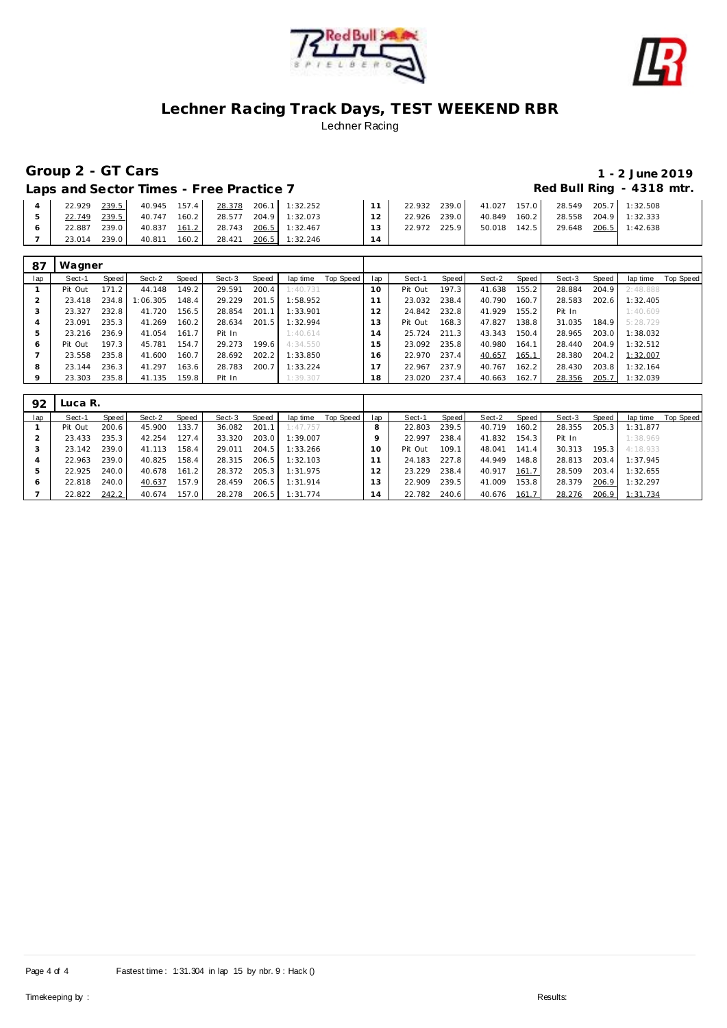# Lechner Racing Track Days, TEST WEEKEND RBR

Lechner Racing

## Group 2 - GT Cars

**1 - 2 June 2019**

### Laps and Sector Times - Free Practice 7

**Red Bull Ring - 4318 mtr.**

| lap | Sect-1 | Speed | Sect-2 | Speed | Sect-3 | Speed | lap time | Top Speed | lap | Sect-1 | Speed | Sect-2 | Speed | Sect-3 | Speed | lap time | Top Speed |
|---|---|---|---|---|---|---|---|---|---|---|---|---|---|---|---|---|---|
| 4 | 22.929 | 239.5 | 40.945 | 157.4 | 28.378 | 206.1 | 1:32.252 | | 11 | 22.932 | 239.0 | 41.027 | 157.0 | 28.549 | 205.7 | 1:32.508 | |
| 5 | 22.749 | 239.5 | 40.747 | 160.2 | 28.577 | 204.9 | 1:32.073 | | 12 | 22.926 | 239.0 | 40.849 | 160.2 | 28.558 | 204.9 | 1:32.333 | |
| 6 | 22.887 | 239.0 | 40.837 | 161.2 | 28.743 | 206.5 | 1:32.467 | | 13 | 22.972 | 225.9 | 50.018 | 142.5 | 29.648 | 206.5 | 1:42.638 | |
| 7 | 23.014 | 239.0 | 40.811 | 160.2 | 28.421 | 206.5 | 1:32.246 | | 14 | | | | | | | | |

**87 Wagner**

| lap | Sect-1 | Speed | Sect-2 | Speed | Sect-3 | Speed | lap time | Top Speed | lap | Sect-1 | Speed | Sect-2 | Speed | Sect-3 | Speed | lap time | Top Speed |
|---|---|---|---|---|---|---|---|---|---|---|---|---|---|---|---|---|---|
| 1 | Pit Out | 171.2 | 44.148 | 149.2 | 29.591 | 200.4 | 1:40.731 | | 10 | Pit Out | 197.3 | 41.638 | 155.2 | 28.884 | 204.9 | 2:48.888 | |
| 2 | 23.418 | 234.8 | 1:06.305 | 148.4 | 29.229 | 201.5 | 1:58.952 | | 11 | 23.032 | 238.4 | 40.790 | 160.7 | 28.583 | 202.6 | 1:32.405 | |
| 3 | 23.327 | 232.8 | 41.720 | 156.5 | 28.854 | 201.1 | 1:33.901 | | 12 | 24.842 | 232.8 | 41.929 | 155.2 | Pit In | | 1:40.609 | |
| 4 | 23.091 | 235.3 | 41.269 | 160.2 | 28.634 | 201.5 | 1:32.994 | | 13 | Pit Out | 168.3 | 47.827 | 138.8 | 31.035 | 184.9 | 5:28.729 | |
| 5 | 23.216 | 236.9 | 41.054 | 161.7 | Pit In | | 1:40.614 | | 14 | 25.724 | 211.3 | 43.343 | 150.4 | 28.965 | 203.0 | 1:38.032 | |
| 6 | Pit Out | 197.3 | 45.781 | 154.7 | 29.273 | 199.6 | 4:34.550 | | 15 | 23.092 | 235.8 | 40.980 | 164.1 | 28.440 | 204.9 | 1:32.512 | |
| 7 | 23.558 | 235.8 | 41.600 | 160.7 | 28.692 | 202.2 | 1:33.850 | | 16 | 22.970 | 237.4 | 40.657 | 165.1 | 28.380 | 204.2 | 1:32.007 | |
| 8 | 23.144 | 236.3 | 41.297 | 163.6 | 28.783 | 200.7 | 1:33.224 | | 17 | 22.967 | 237.9 | 40.767 | 162.2 | 28.430 | 203.8 | 1:32.164 | |
| 9 | 23.303 | 235.8 | 41.135 | 159.8 | Pit In | | 1:39.307 | | 18 | 23.020 | 237.4 | 40.663 | 162.7 | 28.356 | 205.7 | 1:32.039 | |

**92 Luca R.**

| lap | Sect-1 | Speed | Sect-2 | Speed | Sect-3 | Speed | lap time | Top Speed | lap | Sect-1 | Speed | Sect-2 | Speed | Sect-3 | Speed | lap time | Top Speed |
|---|---|---|---|---|---|---|---|---|---|---|---|---|---|---|---|---|---|
| 1 | Pit Out | 200.6 | 45.900 | 133.7 | 36.082 | 201.1 | 1:47.757 | | 8 | 22.803 | 239.5 | 40.719 | 160.2 | 28.355 | 205.3 | 1:31.877 | |
| 2 | 23.433 | 235.3 | 42.254 | 127.4 | 33.320 | 203.0 | 1:39.007 | | 9 | 22.997 | 238.4 | 41.832 | 154.3 | Pit In | | 1:38.969 | |
| 3 | 23.142 | 239.0 | 41.113 | 158.4 | 29.011 | 204.5 | 1:33.266 | | 10 | Pit Out | 109.1 | 48.041 | 141.4 | 30.313 | 195.3 | 4:18.933 | |
| 4 | 22.963 | 239.0 | 40.825 | 158.4 | 28.315 | 206.5 | 1:32.103 | | 11 | 24.183 | 227.8 | 44.949 | 148.8 | 28.813 | 203.4 | 1:37.945 | |
| 5 | 22.925 | 240.0 | 40.678 | 161.2 | 28.372 | 205.3 | 1:31.975 | | 12 | 23.229 | 238.4 | 40.917 | 161.7 | 28.509 | 203.4 | 1:32.655 | |
| 6 | 22.818 | 240.0 | 40.637 | 157.9 | 28.459 | 206.5 | 1:31.914 | | 13 | 22.909 | 239.5 | 41.009 | 153.8 | 28.379 | 206.9 | 1:32.297 | |
| 7 | 22.822 | 242.2 | 40.674 | 157.0 | 28.278 | 206.5 | 1:31.774 | | 14 | 22.782 | 240.6 | 40.676 | 161.7 | 28.276 | 206.9 | 1:31.734 | |

Fastest time : 1:31.304 in lap 15 by nbr. 9 : Hack ()

Timekeeping by : Results: